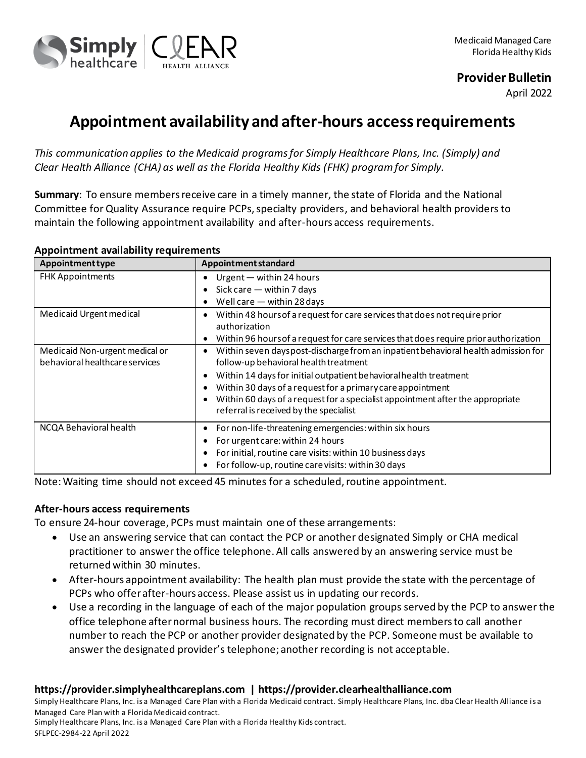Medicaid Managed Care
Florida Healthy Kids

**Provider Bulletin**
April 2022

# Appointment availability and after-hours access requirements

*This communication applies to the Medicaid programs for Simply Healthcare Plans, Inc. (Simply) and Clear Health Alliance (CHA) as well as the Florida Healthy Kids (FHK) program for Simply.*

**Summary**: To ensure members receive care in a timely manner, the state of Florida and the National Committee for Quality Assurance require PCPs, specialty providers, and behavioral health providers to maintain the following appointment availability and after-hours access requirements.

### Appointment availability requirements

| Appointment type | Appointment standard |
|---|---|
| FHK Appointments | • Urgent — within 24 hours<br>• Sick care — within 7 days<br>• Well care — within 28 days |
| Medicaid Urgent medical | • Within 48 hours of a request for care services that does not require prior authorization<br>• Within 96 hours of a request for care services that does require prior authorization |
| Medicaid Non-urgent medical or behavioral healthcare services | • Within seven days post-discharge from an inpatient behavioral health admission for follow-up behavioral health treatment<br>• Within 14 days for initial outpatient behavioral health treatment<br>• Within 30 days of a request for a primary care appointment<br>• Within 60 days of a request for a specialist appointment after the appropriate referral is received by the specialist |
| NCQA Behavioral health | • For non-life-threatening emergencies: within six hours<br>• For urgent care: within 24 hours<br>• For initial, routine care visits: within 10 business days<br>• For follow-up, routine care visits: within 30 days |

Note: Waiting time should not exceed 45 minutes for a scheduled, routine appointment.

### After-hours access requirements

To ensure 24-hour coverage, PCPs must maintain one of these arrangements:

- Use an answering service that can contact the PCP or another designated Simply or CHA medical practitioner to answer the office telephone. All calls answered by an answering service must be returned within 30 minutes.
- After-hours appointment availability: The health plan must provide the state with the percentage of PCPs who offer after-hours access. Please assist us in updating our records.
- Use a recording in the language of each of the major population groups served by the PCP to answer the office telephone after normal business hours. The recording must direct members to call another number to reach the PCP or another provider designated by the PCP. Someone must be available to answer the designated provider's telephone; another recording is not acceptable.

**https://provider.simplyhealthcareplans.com | https://provider.clearhealthalliance.com**

Simply Healthcare Plans, Inc. is a Managed Care Plan with a Florida Medicaid contract. Simply Healthcare Plans, Inc. dba Clear Health Alliance is a Managed Care Plan with a Florida Medicaid contract.
Simply Healthcare Plans, Inc. is a Managed Care Plan with a Florida Healthy Kids contract.
SFLPEC-2984-22 April 2022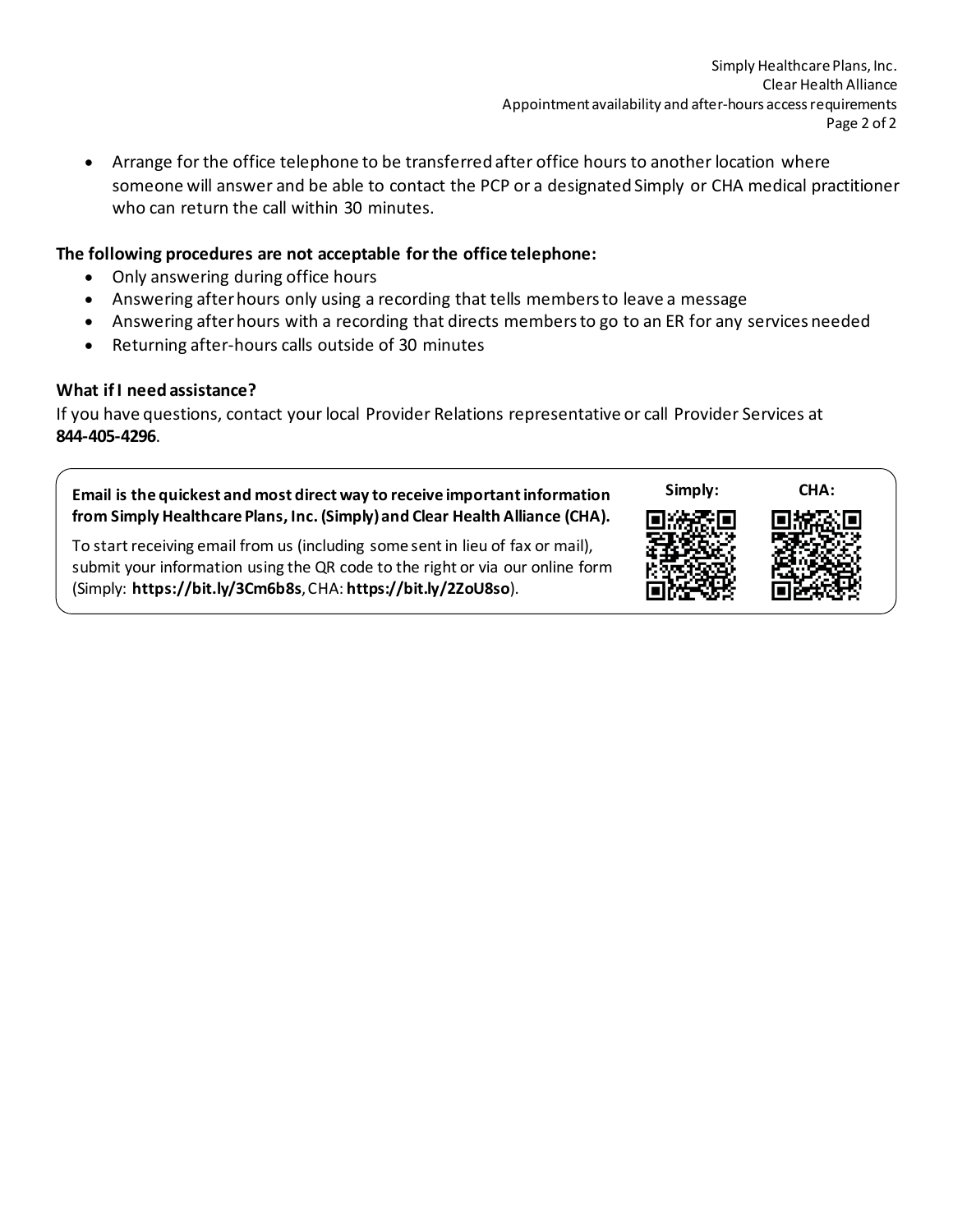- Arrange for the office telephone to be transferred after office hours to another location where someone will answer and be able to contact the PCP or a designated Simply or CHA medical practitioner who can return the call within 30 minutes.

**The following procedures are not acceptable for the office telephone:**

- Only answering during office hours
- Answering after hours only using a recording that tells members to leave a message
- Answering after hours with a recording that directs members to go to an ER for any services needed
- Returning after-hours calls outside of 30 minutes

**What if I need assistance?**

If you have questions, contact your local Provider Relations representative or call Provider Services at **844-405-4296**.

**Email is the quickest and most direct way to receive important information from Simply Healthcare Plans, Inc. (Simply) and Clear Health Alliance (CHA).**

To start receiving email from us (including some sent in lieu of fax or mail), submit your information using the QR code to the right or via our online form (Simply: **https://bit.ly/3Cm6b8s**, CHA: **https://bit.ly/2ZoU8so**).

**Simply:** **CHA:**